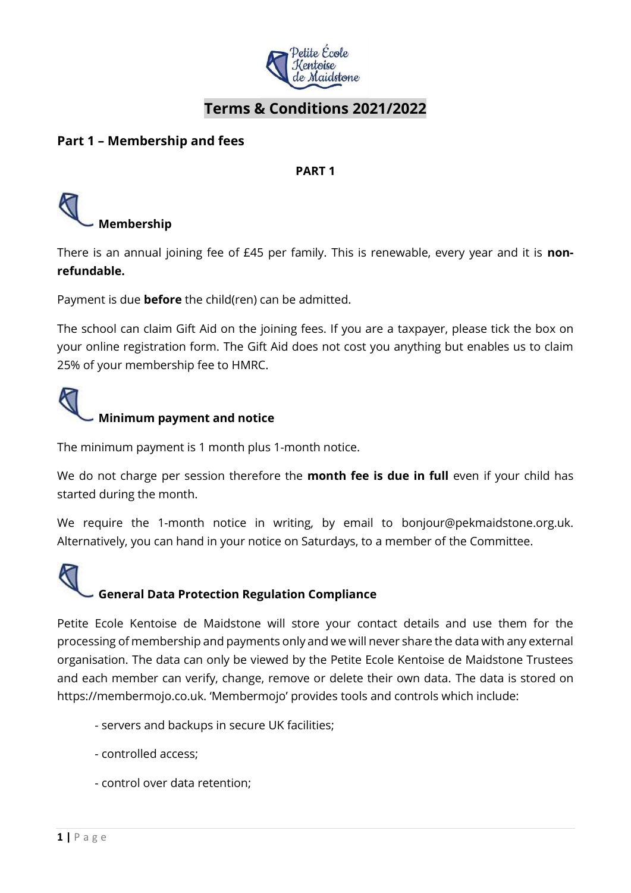# Terms & Conditions 2021/2022

## Part 1 – Membership and fees

**PART 1**

### Membership

There is an annual joining fee of £45 per family. This is renewable, every year and it is **non-refundable.**

Payment is due **before** the child(ren) can be admitted.

The school can claim Gift Aid on the joining fees. If you are a taxpayer, please tick the box on your online registration form. The Gift Aid does not cost you anything but enables us to claim 25% of your membership fee to HMRC.

### Minimum payment and notice

The minimum payment is 1 month plus 1-month notice.

We do not charge per session therefore the **month fee is due in full** even if your child has started during the month.

We require the 1-month notice in writing, by email to bonjour@pekmaidstone.org.uk. Alternatively, you can hand in your notice on Saturdays, to a member of the Committee.

### General Data Protection Regulation Compliance

Petite Ecole Kentoise de Maidstone will store your contact details and use them for the processing of membership and payments only and we will never share the data with any external organisation. The data can only be viewed by the Petite Ecole Kentoise de Maidstone Trustees and each member can verify, change, remove or delete their own data. The data is stored on https://membermojo.co.uk. 'Membermojo' provides tools and controls which include:

- servers and backups in secure UK facilities;
- controlled access;
- control over data retention;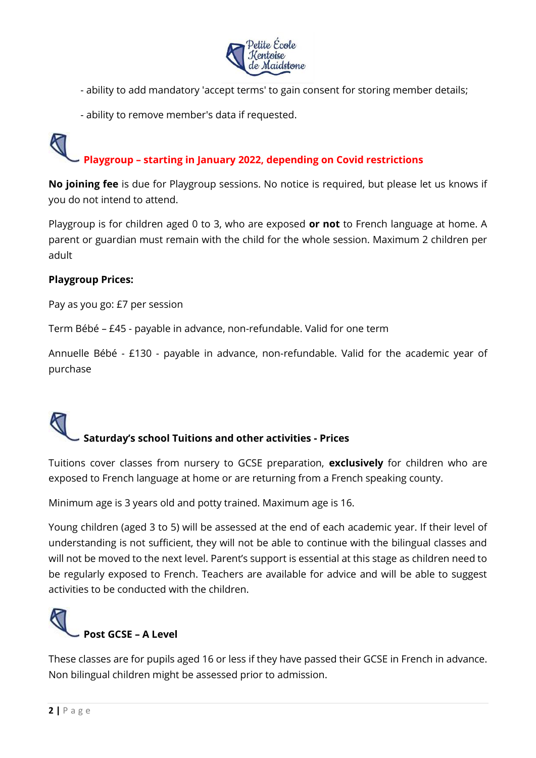- ability to add mandatory 'accept terms' to gain consent for storing member details;

- ability to remove member's data if requested.

## Playgroup – starting in January 2022, depending on Covid restrictions

**No joining fee** is due for Playgroup sessions. No notice is required, but please let us knows if you do not intend to attend.

Playgroup is for children aged 0 to 3, who are exposed **or not** to French language at home. A parent or guardian must remain with the child for the whole session. Maximum 2 children per adult

**Playgroup Prices:**

Pay as you go: £7 per session

Term Bébé – £45 - payable in advance, non-refundable. Valid for one term

Annuelle Bébé - £130 - payable in advance, non-refundable. Valid for the academic year of purchase

## Saturday's school Tuitions and other activities - Prices

Tuitions cover classes from nursery to GCSE preparation, **exclusively** for children who are exposed to French language at home or are returning from a French speaking county.

Minimum age is 3 years old and potty trained. Maximum age is 16.

Young children (aged 3 to 5) will be assessed at the end of each academic year. If their level of understanding is not sufficient, they will not be able to continue with the bilingual classes and will not be moved to the next level. Parent's support is essential at this stage as children need to be regularly exposed to French. Teachers are available for advice and will be able to suggest activities to be conducted with the children.

## Post GCSE – A Level

These classes are for pupils aged 16 or less if they have passed their GCSE in French in advance. Non bilingual children might be assessed prior to admission.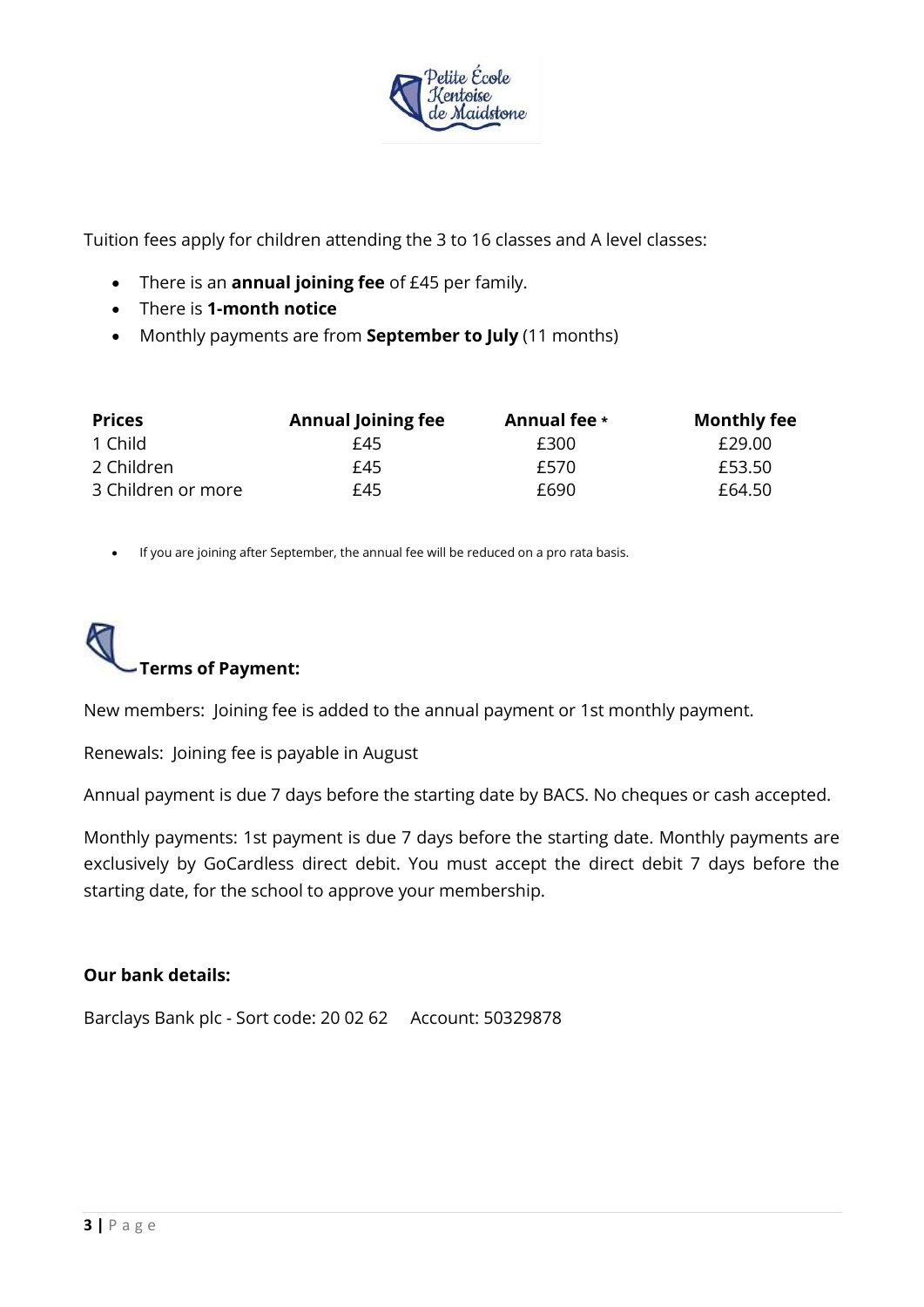Tuition fees apply for children attending the 3 to 16 classes and A level classes:

- There is an **annual joining fee** of £45 per family.
- There is **1-month notice**
- Monthly payments are from **September to July** (11 months)

| Prices | Annual Joining fee | Annual fee * | Monthly fee |
|---|---|---|---|
| 1 Child | £45 | £300 | £29.00 |
| 2 Children | £45 | £570 | £53.50 |
| 3 Children or more | £45 | £690 | £64.50 |

- If you are joining after September, the annual fee will be reduced on a pro rata basis.

## Terms of Payment:

New members: Joining fee is added to the annual payment or 1st monthly payment.

Renewals: Joining fee is payable in August

Annual payment is due 7 days before the starting date by BACS. No cheques or cash accepted.

Monthly payments: 1st payment is due 7 days before the starting date. Monthly payments are exclusively by GoCardless direct debit. You must accept the direct debit 7 days before the starting date, for the school to approve your membership.

**Our bank details:**

Barclays Bank plc - Sort code: 20 02 62 Account: 50329878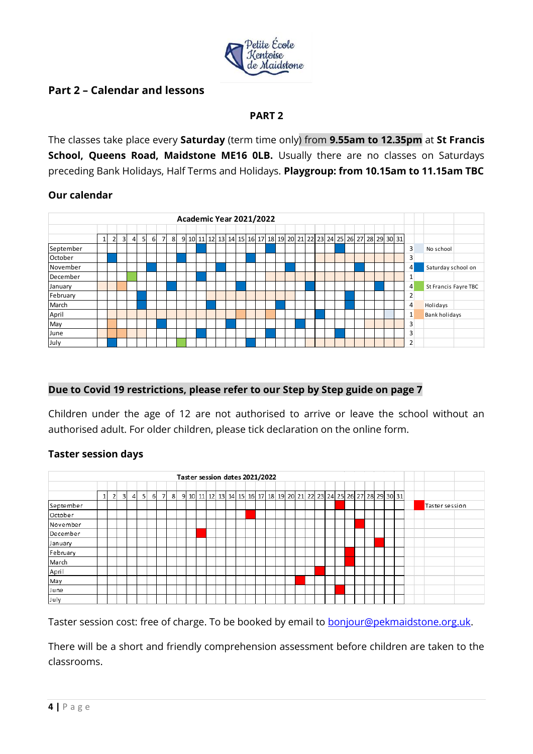## Part 2 – Calendar and lessons

**PART 2**

The classes take place every **Saturday** (term time only) from **9.55am to 12.35pm** at **St Francis School, Queens Road, Maidstone ME16 0LB.** Usually there are no classes on Saturdays preceding Bank Holidays, Half Terms and Holidays. **Playgroup: from 10.15am to 11.15am TBC**

### Our calendar

**Academic Year 2021/2022**

| Month | Count |
|---|---|
| September | 3 |
| October | 3 |
| November | 4 |
| December | 1 |
| January | 4 |
| February | 2 |
| March | 4 |
| April | 1 |
| May | 3 |
| June | 3 |
| July | 2 |

Key:
- No school
- Saturday school on
- St Francis Fayre TBC
- Holidays
- Bank holidays

### Due to Covid 19 restrictions, please refer to our Step by Step guide on page 7

Children under the age of 12 are not authorised to arrive or leave the school without an authorised adult. For older children, please tick declaration on the online form.

### Taster session days

**Taster session dates 2021/2022**

| Month | Taster session |
|---|---|
| September | 25 |
| October | 16 |
| November | 27 |
| December | 11 |
| January | 29 |
| February | 26 |
| March | 26 |
| April | 23 |
| May | 21 |
| June | 25 |
| July | |

Taster session cost: free of charge. To be booked by email to bonjour@pekmaidstone.org.uk.

There will be a short and friendly comprehension assessment before children are taken to the classrooms.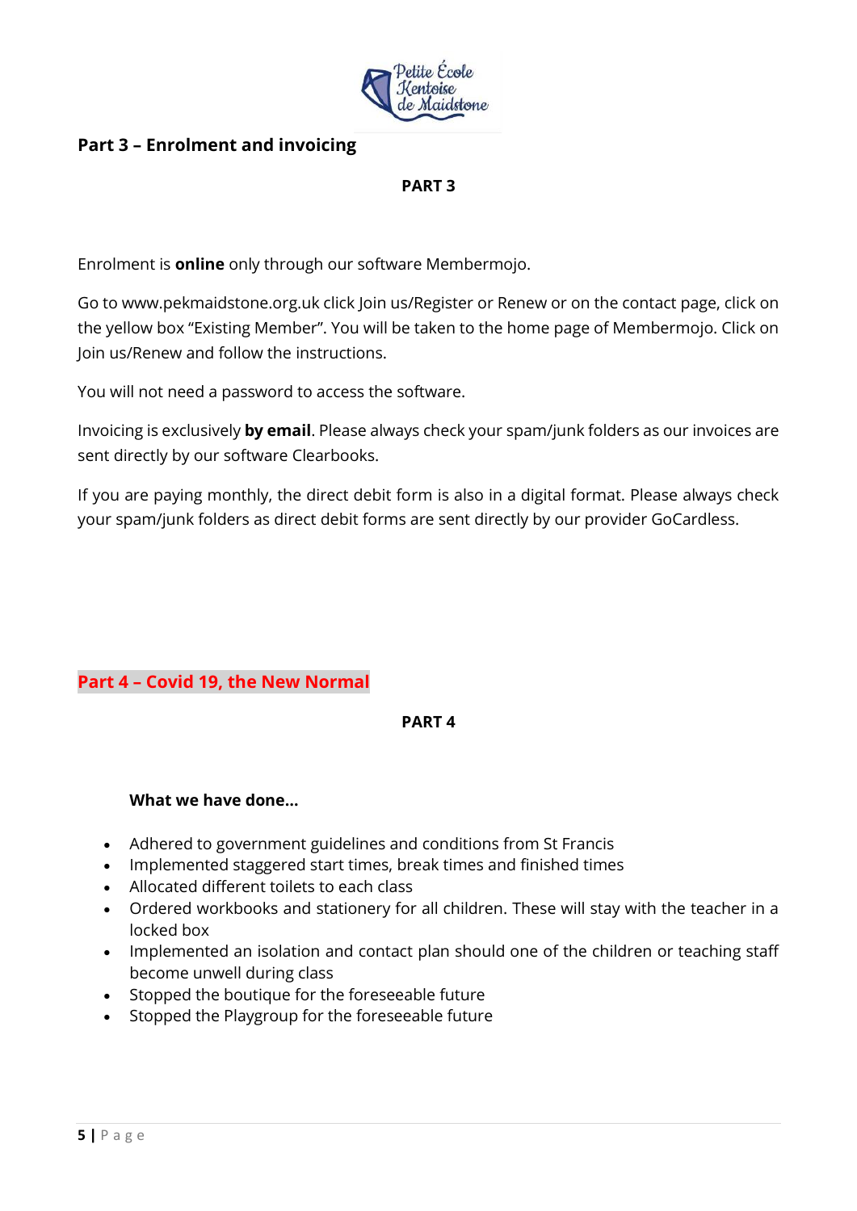## Part 3 – Enrolment and invoicing

**PART 3**

Enrolment is **online** only through our software Membermojo.

Go to www.pekmaidstone.org.uk click Join us/Register or Renew or on the contact page, click on the yellow box "Existing Member". You will be taken to the home page of Membermojo. Click on Join us/Renew and follow the instructions.

You will not need a password to access the software.

Invoicing is exclusively **by email**. Please always check your spam/junk folders as our invoices are sent directly by our software Clearbooks.

If you are paying monthly, the direct debit form is also in a digital format. Please always check your spam/junk folders as direct debit forms are sent directly by our provider GoCardless.

## Part 4 – Covid 19, the New Normal

**PART 4**

**What we have done…**

- Adhered to government guidelines and conditions from St Francis
- Implemented staggered start times, break times and finished times
- Allocated different toilets to each class
- Ordered workbooks and stationery for all children. These will stay with the teacher in a locked box
- Implemented an isolation and contact plan should one of the children or teaching staff become unwell during class
- Stopped the boutique for the foreseeable future
- Stopped the Playgroup for the foreseeable future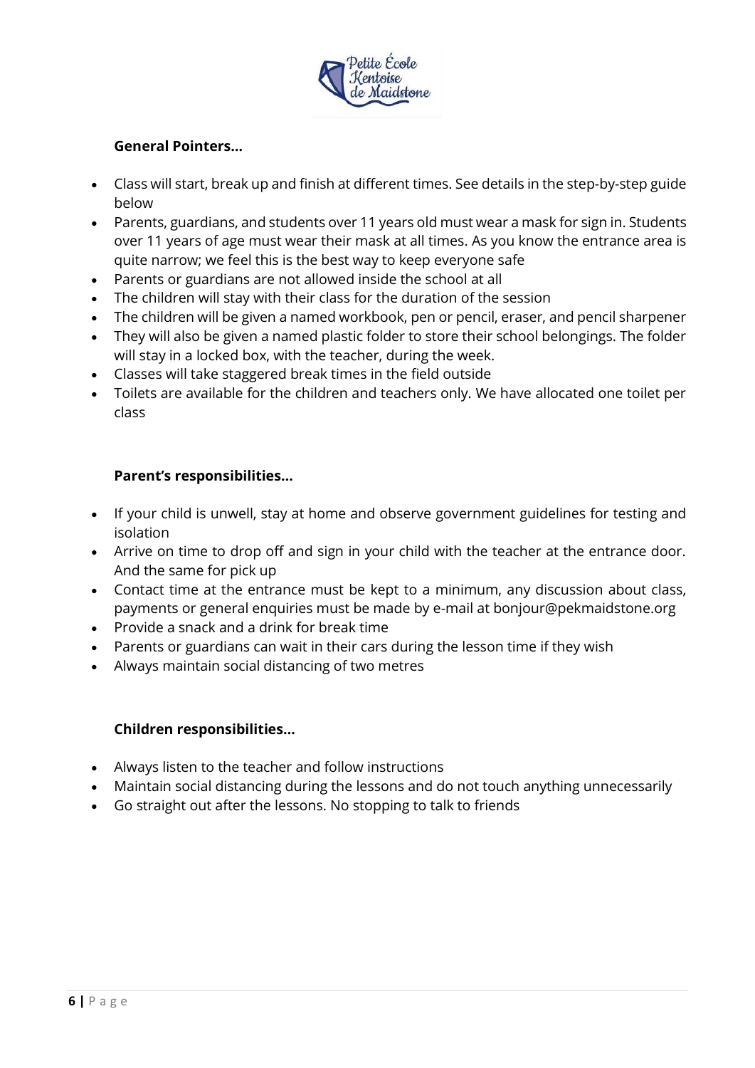**General Pointers…**

- Class will start, break up and finish at different times. See details in the step-by-step guide below
- Parents, guardians, and students over 11 years old must wear a mask for sign in. Students over 11 years of age must wear their mask at all times. As you know the entrance area is quite narrow; we feel this is the best way to keep everyone safe
- Parents or guardians are not allowed inside the school at all
- The children will stay with their class for the duration of the session
- The children will be given a named workbook, pen or pencil, eraser, and pencil sharpener
- They will also be given a named plastic folder to store their school belongings. The folder will stay in a locked box, with the teacher, during the week.
- Classes will take staggered break times in the field outside
- Toilets are available for the children and teachers only. We have allocated one toilet per class

**Parent's responsibilities…**

- If your child is unwell, stay at home and observe government guidelines for testing and isolation
- Arrive on time to drop off and sign in your child with the teacher at the entrance door. And the same for pick up
- Contact time at the entrance must be kept to a minimum, any discussion about class, payments or general enquiries must be made by e-mail at bonjour@pekmaidstone.org
- Provide a snack and a drink for break time
- Parents or guardians can wait in their cars during the lesson time if they wish
- Always maintain social distancing of two metres

**Children responsibilities…**

- Always listen to the teacher and follow instructions
- Maintain social distancing during the lessons and do not touch anything unnecessarily
- Go straight out after the lessons. No stopping to talk to friends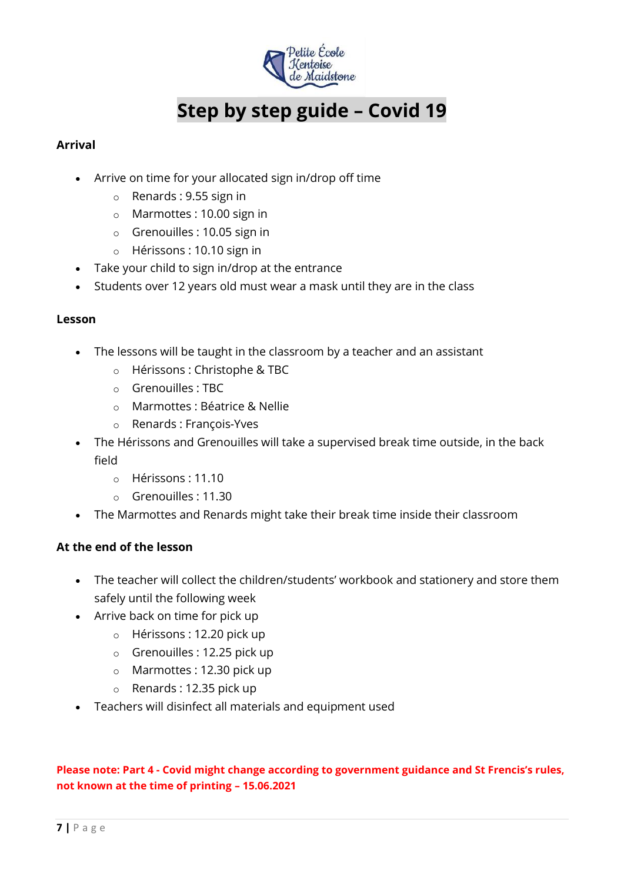# Step by step guide – Covid 19

**Arrival**

- Arrive on time for your allocated sign in/drop off time
  - Renards : 9.55 sign in
  - Marmottes : 10.00 sign in
  - Grenouilles : 10.05 sign in
  - Hérissons : 10.10 sign in
- Take your child to sign in/drop at the entrance
- Students over 12 years old must wear a mask until they are in the class

**Lesson**

- The lessons will be taught in the classroom by a teacher and an assistant
  - Hérissons : Christophe & TBC
  - Grenouilles : TBC
  - Marmottes : Béatrice & Nellie
  - Renards : François-Yves
- The Hérissons and Grenouilles will take a supervised break time outside, in the back field
  - Hérissons : 11.10
  - Grenouilles : 11.30
- The Marmottes and Renards might take their break time inside their classroom

**At the end of the lesson**

- The teacher will collect the children/students' workbook and stationery and store them safely until the following week
- Arrive back on time for pick up
  - Hérissons : 12.20 pick up
  - Grenouilles : 12.25 pick up
  - Marmottes : 12.30 pick up
  - Renards : 12.35 pick up
- Teachers will disinfect all materials and equipment used

**Please note: Part 4 - Covid might change according to government guidance and St Frencis's rules, not known at the time of printing – 15.06.2021**